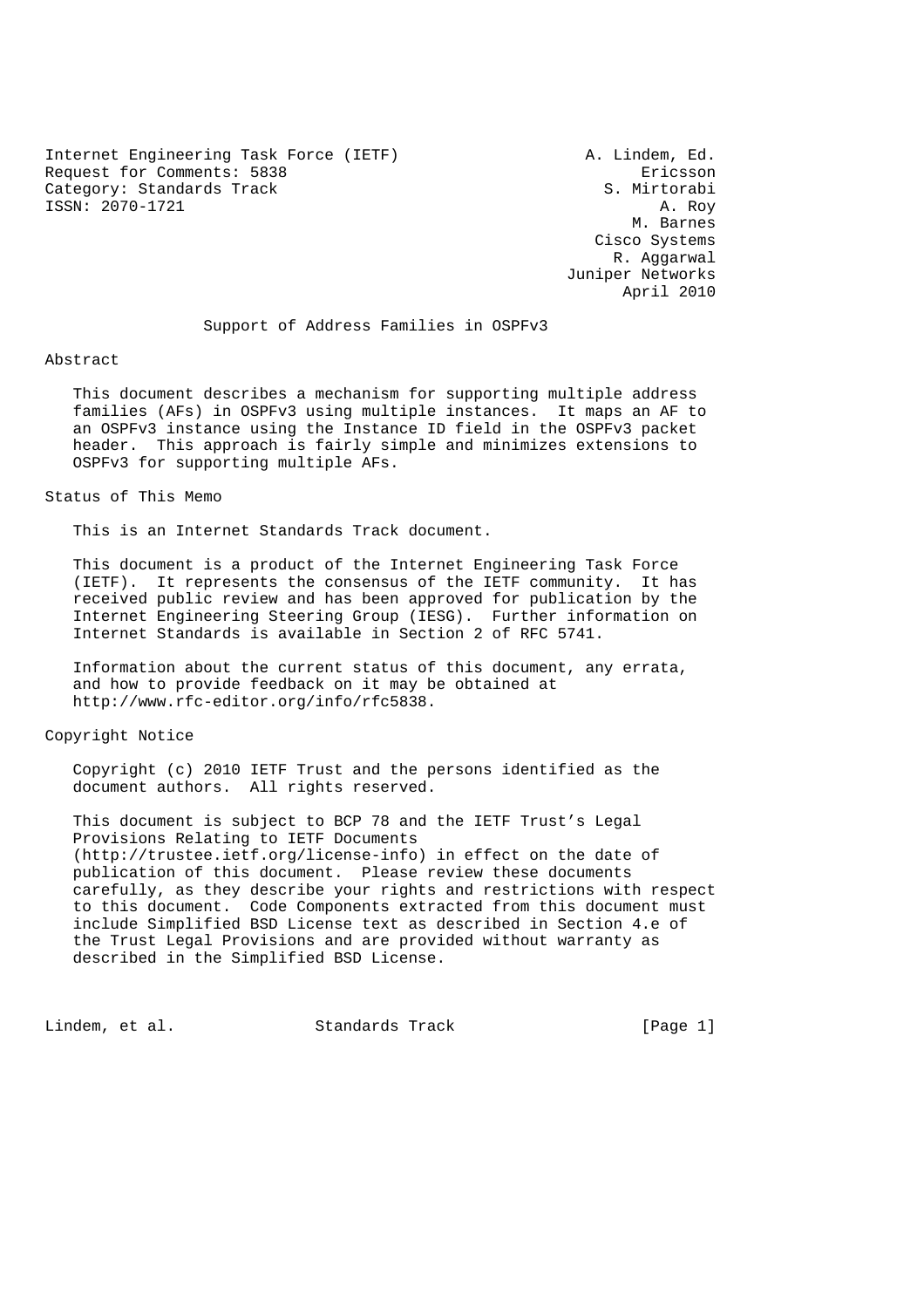Internet Engineering Task Force (IETF)
Request for Comments: 5838
Category: Standards Track
ISSN: 2070-1721

A. Lindem, Ed.
Ericsson
S. Mirtorabi
A. Roy
M. Barnes
Cisco Systems
R. Aggarwal
Juniper Networks
April 2010

# Support of Address Families in OSPFv3

## Abstract

This document describes a mechanism for supporting multiple address families (AFs) in OSPFv3 using multiple instances. It maps an AF to an OSPFv3 instance using the Instance ID field in the OSPFv3 packet header. This approach is fairly simple and minimizes extensions to OSPFv3 for supporting multiple AFs.

## Status of This Memo

This is an Internet Standards Track document.

This document is a product of the Internet Engineering Task Force (IETF). It represents the consensus of the IETF community. It has received public review and has been approved for publication by the Internet Engineering Steering Group (IESG). Further information on Internet Standards is available in Section 2 of RFC 5741.

Information about the current status of this document, any errata, and how to provide feedback on it may be obtained at http://www.rfc-editor.org/info/rfc5838.

## Copyright Notice

Copyright (c) 2010 IETF Trust and the persons identified as the document authors. All rights reserved.

This document is subject to BCP 78 and the IETF Trust's Legal Provisions Relating to IETF Documents (http://trustee.ietf.org/license-info) in effect on the date of publication of this document. Please review these documents carefully, as they describe your rights and restrictions with respect to this document. Code Components extracted from this document must include Simplified BSD License text as described in Section 4.e of the Trust Legal Provisions and are provided without warranty as described in the Simplified BSD License.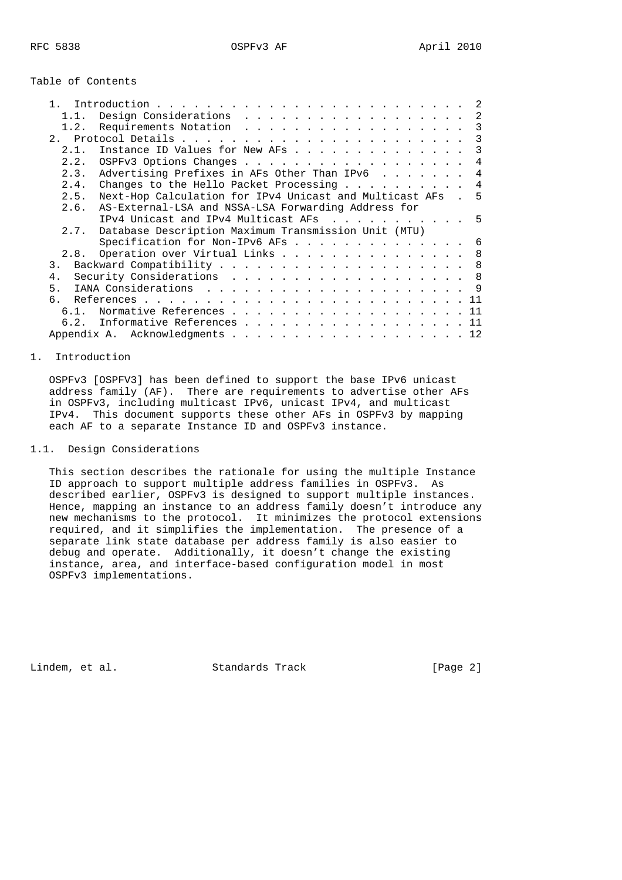## Table of Contents

```
   1.  Introduction . . . . . . . . . . . . . . . . . . . . . . . .  2
     1.1.  Design Considerations  . . . . . . . . . . . . . . . . . .  2
     1.2.  Requirements Notation  . . . . . . . . . . . . . . . . . .  3
   2.  Protocol Details . . . . . . . . . . . . . . . . . . . . . . .  3
     2.1.  Instance ID Values for New AFs . . . . . . . . . . . . . .  3
     2.2.  OSPFv3 Options Changes . . . . . . . . . . . . . . . . . .  4
     2.3.  Advertising Prefixes in AFs Other Than IPv6  . . . . . . .  4
     2.4.  Changes to the Hello Packet Processing . . . . . . . . . .  4
     2.5.  Next-Hop Calculation for IPv4 Unicast and Multicast AFs  .  5
     2.6.  AS-External-LSA and NSSA-LSA Forwarding Address for
           IPv4 Unicast and IPv4 Multicast AFs  . . . . . . . . . . .  5
     2.7.  Database Description Maximum Transmission Unit (MTU)
           Specification for Non-IPv6 AFs . . . . . . . . . . . . . .  6
     2.8.  Operation over Virtual Links . . . . . . . . . . . . . . .  8
   3.  Backward Compatibility . . . . . . . . . . . . . . . . . . . .  8
   4.  Security Considerations  . . . . . . . . . . . . . . . . . . .  8
   5.  IANA Considerations  . . . . . . . . . . . . . . . . . . . . .  9
   6.  References . . . . . . . . . . . . . . . . . . . . . . . . . . 11
     6.1.  Normative References . . . . . . . . . . . . . . . . . . . 11
     6.2.  Informative References . . . . . . . . . . . . . . . . . . 11
   Appendix A.  Acknowledgments . . . . . . . . . . . . . . . . . . . 12
```

## 1. Introduction

OSPFv3 [OSPFV3] has been defined to support the base IPv6 unicast address family (AF). There are requirements to advertise other AFs in OSPFv3, including multicast IPv6, unicast IPv4, and multicast IPv4. This document supports these other AFs in OSPFv3 by mapping each AF to a separate Instance ID and OSPFv3 instance.

### 1.1. Design Considerations

This section describes the rationale for using the multiple Instance ID approach to support multiple address families in OSPFv3. As described earlier, OSPFv3 is designed to support multiple instances. Hence, mapping an instance to an address family doesn't introduce any new mechanisms to the protocol. It minimizes the protocol extensions required, and it simplifies the implementation. The presence of a separate link state database per address family is also easier to debug and operate. Additionally, it doesn't change the existing instance, area, and interface-based configuration model in most OSPFv3 implementations.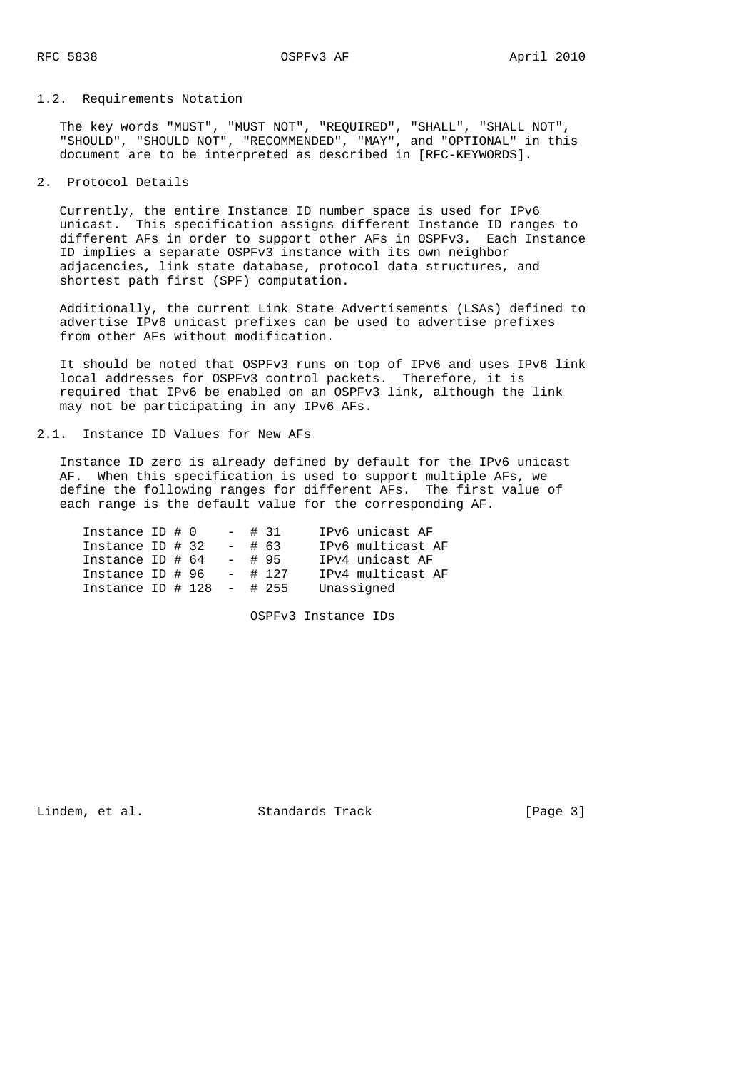### 1.2. Requirements Notation

The key words "MUST", "MUST NOT", "REQUIRED", "SHALL", "SHALL NOT", "SHOULD", "SHOULD NOT", "RECOMMENDED", "MAY", and "OPTIONAL" in this document are to be interpreted as described in [RFC-KEYWORDS].

## 2. Protocol Details

Currently, the entire Instance ID number space is used for IPv6 unicast. This specification assigns different Instance ID ranges to different AFs in order to support other AFs in OSPFv3. Each Instance ID implies a separate OSPFv3 instance with its own neighbor adjacencies, link state database, protocol data structures, and shortest path first (SPF) computation.

Additionally, the current Link State Advertisements (LSAs) defined to advertise IPv6 unicast prefixes can be used to advertise prefixes from other AFs without modification.

It should be noted that OSPFv3 runs on top of IPv6 and uses IPv6 link local addresses for OSPFv3 control packets. Therefore, it is required that IPv6 be enabled on an OSPFv3 link, although the link may not be participating in any IPv6 AFs.

### 2.1. Instance ID Values for New AFs

Instance ID zero is already defined by default for the IPv6 unicast AF. When this specification is used to support multiple AFs, we define the following ranges for different AFs. The first value of each range is the default value for the corresponding AF.

```
Instance ID # 0    - # 31     IPv6 unicast AF
Instance ID # 32   - # 63     IPv6 multicast AF
Instance ID # 64   - # 95     IPv4 unicast AF
Instance ID # 96   - # 127    IPv4 multicast AF
Instance ID # 128  - # 255    Unassigned
```

OSPFv3 Instance IDs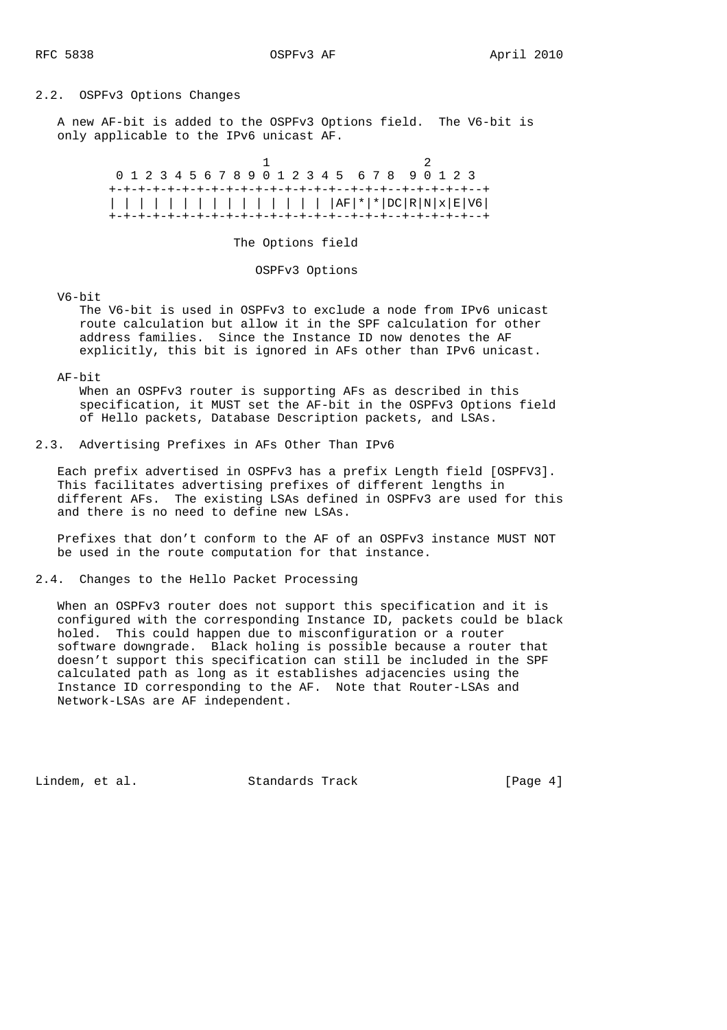## 2.2. OSPFv3 Options Changes

A new AF-bit is added to the OSPFv3 Options field. The V6-bit is only applicable to the IPv6 unicast AF.

```
                           1                 2
   0 1 2 3 4 5 6 7 8 9 0 1 2 3 4 5  6 7 8  9 0 1 2 3
  +-+-+-+-+-+-+-+-+-+-+-+-+-+-+-+--+-+-+--+-+-+-+-+--+
  | | | | | | | | | | | | | | | | |AF|*|*|DC|R|N|x|E|V6|
  +-+-+-+-+-+-+-+-+-+-+-+-+-+-+-+--+-+-+--+-+-+-+-+--+
```

The Options field

OSPFv3 Options

V6-bit
: The V6-bit is used in OSPFv3 to exclude a node from IPv6 unicast route calculation but allow it in the SPF calculation for other address families. Since the Instance ID now denotes the AF explicitly, this bit is ignored in AFs other than IPv6 unicast.

AF-bit
: When an OSPFv3 router is supporting AFs as described in this specification, it MUST set the AF-bit in the OSPFv3 Options field of Hello packets, Database Description packets, and LSAs.

## 2.3. Advertising Prefixes in AFs Other Than IPv6

Each prefix advertised in OSPFv3 has a prefix Length field [OSPFV3]. This facilitates advertising prefixes of different lengths in different AFs. The existing LSAs defined in OSPFv3 are used for this and there is no need to define new LSAs.

Prefixes that don't conform to the AF of an OSPFv3 instance MUST NOT be used in the route computation for that instance.

## 2.4. Changes to the Hello Packet Processing

When an OSPFv3 router does not support this specification and it is configured with the corresponding Instance ID, packets could be black holed. This could happen due to misconfiguration or a router software downgrade. Black holing is possible because a router that doesn't support this specification can still be included in the SPF calculated path as long as it establishes adjacencies using the Instance ID corresponding to the AF. Note that Router-LSAs and Network-LSAs are AF independent.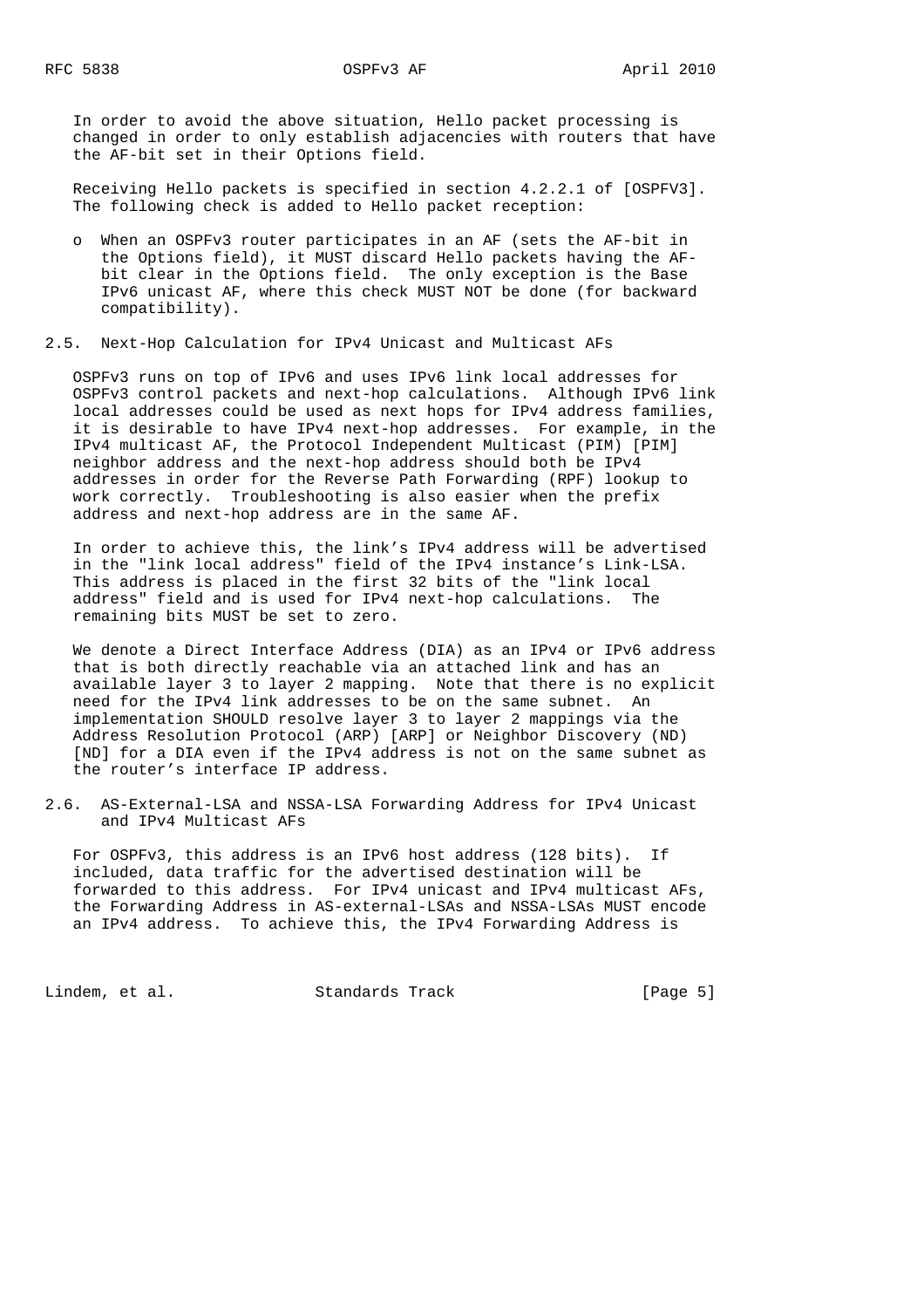In order to avoid the above situation, Hello packet processing is changed in order to only establish adjacencies with routers that have the AF-bit set in their Options field.

Receiving Hello packets is specified in section 4.2.2.1 of [OSPFV3]. The following check is added to Hello packet reception:

- When an OSPFv3 router participates in an AF (sets the AF-bit in the Options field), it MUST discard Hello packets having the AF-bit clear in the Options field. The only exception is the Base IPv6 unicast AF, where this check MUST NOT be done (for backward compatibility).

## 2.5. Next-Hop Calculation for IPv4 Unicast and Multicast AFs

OSPFv3 runs on top of IPv6 and uses IPv6 link local addresses for OSPFv3 control packets and next-hop calculations. Although IPv6 link local addresses could be used as next hops for IPv4 address families, it is desirable to have IPv4 next-hop addresses. For example, in the IPv4 multicast AF, the Protocol Independent Multicast (PIM) [PIM] neighbor address and the next-hop address should both be IPv4 addresses in order for the Reverse Path Forwarding (RPF) lookup to work correctly. Troubleshooting is also easier when the prefix address and next-hop address are in the same AF.

In order to achieve this, the link's IPv4 address will be advertised in the "link local address" field of the IPv4 instance's Link-LSA. This address is placed in the first 32 bits of the "link local address" field and is used for IPv4 next-hop calculations. The remaining bits MUST be set to zero.

We denote a Direct Interface Address (DIA) as an IPv4 or IPv6 address that is both directly reachable via an attached link and has an available layer 3 to layer 2 mapping. Note that there is no explicit need for the IPv4 link addresses to be on the same subnet. An implementation SHOULD resolve layer 3 to layer 2 mappings via the Address Resolution Protocol (ARP) [ARP] or Neighbor Discovery (ND) [ND] for a DIA even if the IPv4 address is not on the same subnet as the router's interface IP address.

## 2.6. AS-External-LSA and NSSA-LSA Forwarding Address for IPv4 Unicast and IPv4 Multicast AFs

For OSPFv3, this address is an IPv6 host address (128 bits). If included, data traffic for the advertised destination will be forwarded to this address. For IPv4 unicast and IPv4 multicast AFs, the Forwarding Address in AS-external-LSAs and NSSA-LSAs MUST encode an IPv4 address. To achieve this, the IPv4 Forwarding Address is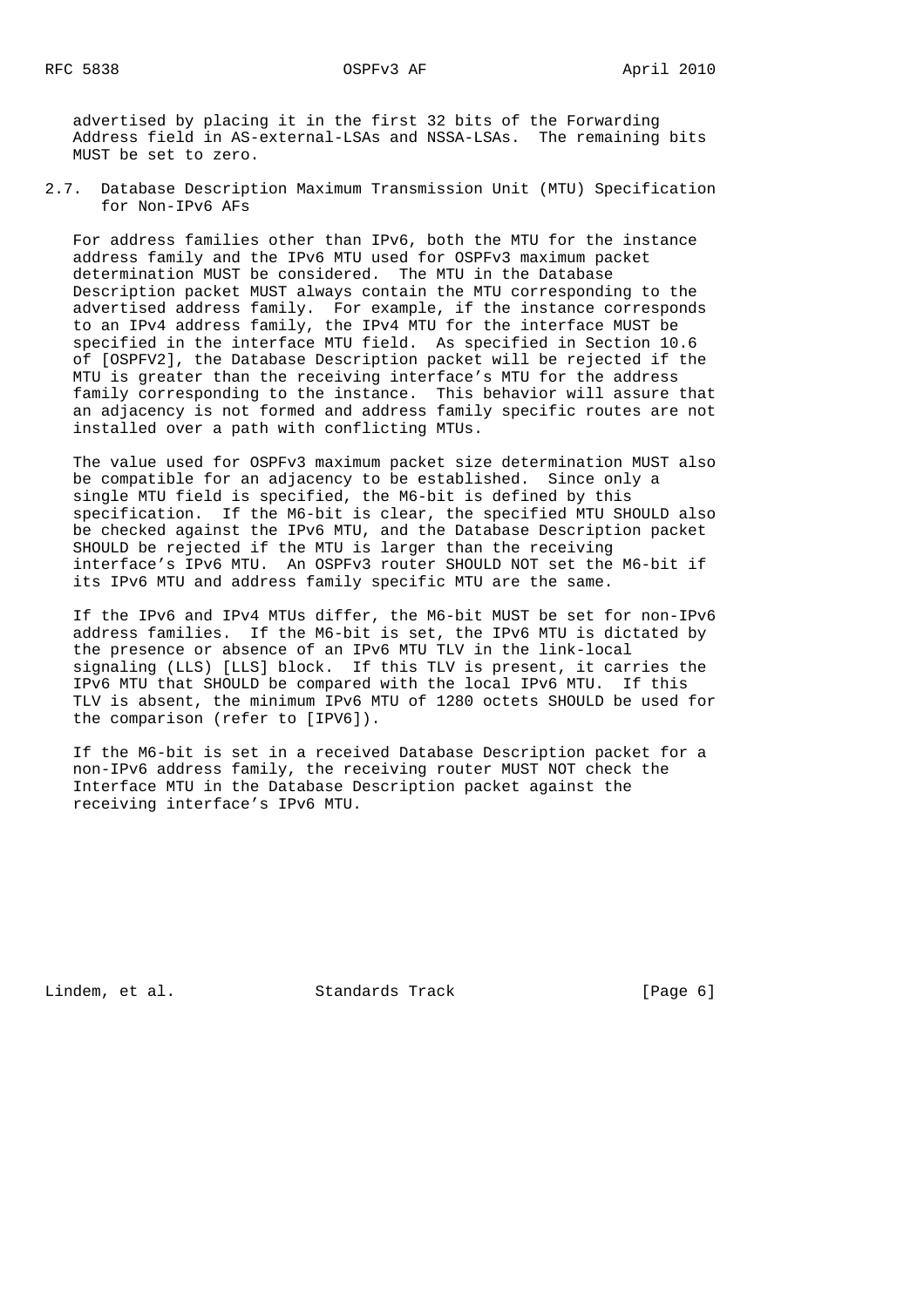advertised by placing it in the first 32 bits of the Forwarding Address field in AS-external-LSAs and NSSA-LSAs. The remaining bits MUST be set to zero.

## 2.7. Database Description Maximum Transmission Unit (MTU) Specification for Non-IPv6 AFs

For address families other than IPv6, both the MTU for the instance address family and the IPv6 MTU used for OSPFv3 maximum packet determination MUST be considered. The MTU in the Database Description packet MUST always contain the MTU corresponding to the advertised address family. For example, if the instance corresponds to an IPv4 address family, the IPv4 MTU for the interface MUST be specified in the interface MTU field. As specified in Section 10.6 of [OSPFV2], the Database Description packet will be rejected if the MTU is greater than the receiving interface's MTU for the address family corresponding to the instance. This behavior will assure that an adjacency is not formed and address family specific routes are not installed over a path with conflicting MTUs.

The value used for OSPFv3 maximum packet size determination MUST also be compatible for an adjacency to be established. Since only a single MTU field is specified, the M6-bit is defined by this specification. If the M6-bit is clear, the specified MTU SHOULD also be checked against the IPv6 MTU, and the Database Description packet SHOULD be rejected if the MTU is larger than the receiving interface's IPv6 MTU. An OSPFv3 router SHOULD NOT set the M6-bit if its IPv6 MTU and address family specific MTU are the same.

If the IPv6 and IPv4 MTUs differ, the M6-bit MUST be set for non-IPv6 address families. If the M6-bit is set, the IPv6 MTU is dictated by the presence or absence of an IPv6 MTU TLV in the link-local signaling (LLS) [LLS] block. If this TLV is present, it carries the IPv6 MTU that SHOULD be compared with the local IPv6 MTU. If this TLV is absent, the minimum IPv6 MTU of 1280 octets SHOULD be used for the comparison (refer to [IPV6]).

If the M6-bit is set in a received Database Description packet for a non-IPv6 address family, the receiving router MUST NOT check the Interface MTU in the Database Description packet against the receiving interface's IPv6 MTU.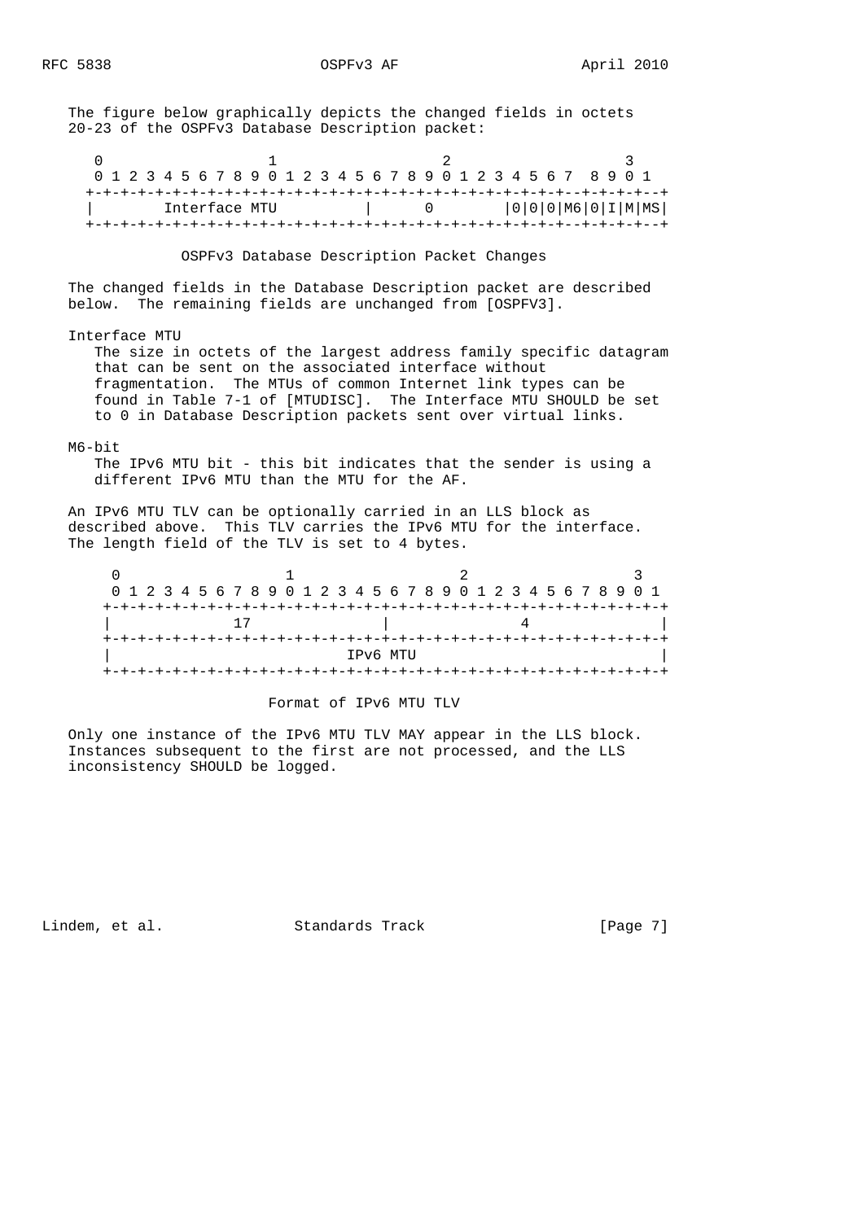The figure below graphically depicts the changed fields in octets 20-23 of the OSPFv3 Database Description packet:

```
 0                   1                   2                   3
 0 1 2 3 4 5 6 7 8 9 0 1 2 3 4 5 6 7 8 9 0 1 2 3 4 5 6 7  8 9 0 1
+-+-+-+-+-+-+-+-+-+-+-+-+-+-+-+-+-+-+-+-+-+-+-+-+-+-+-+-+-+-+-+--+
|       Interface MTU         |      0        |0|0|0|M6|0|I|M|MS|
+-+-+-+-+-+-+-+-+-+-+-+-+-+-+-+-+-+-+-+-+-+-+-+-+-+-+-+-+-+-+-+--+
```

OSPFv3 Database Description Packet Changes

The changed fields in the Database Description packet are described below. The remaining fields are unchanged from [OSPFV3].

Interface MTU
The size in octets of the largest address family specific datagram that can be sent on the associated interface without fragmentation. The MTUs of common Internet link types can be found in Table 7-1 of [MTUDISC]. The Interface MTU SHOULD be set to 0 in Database Description packets sent over virtual links.

M6-bit
The IPv6 MTU bit - this bit indicates that the sender is using a different IPv6 MTU than the MTU for the AF.

An IPv6 MTU TLV can be optionally carried in an LLS block as described above. This TLV carries the IPv6 MTU for the interface. The length field of the TLV is set to 4 bytes.

```
 0                   1                   2                   3
 0 1 2 3 4 5 6 7 8 9 0 1 2 3 4 5 6 7 8 9 0 1 2 3 4 5 6 7 8 9 0 1
+-+-+-+-+-+-+-+-+-+-+-+-+-+-+-+-+-+-+-+-+-+-+-+-+-+-+-+-+-+-+-+-+
|             17                |              4                |
+-+-+-+-+-+-+-+-+-+-+-+-+-+-+-+-+-+-+-+-+-+-+-+-+-+-+-+-+-+-+-+-+
|                           IPv6 MTU                            |
+-+-+-+-+-+-+-+-+-+-+-+-+-+-+-+-+-+-+-+-+-+-+-+-+-+-+-+-+-+-+-+-+
```

Format of IPv6 MTU TLV

Only one instance of the IPv6 MTU TLV MAY appear in the LLS block. Instances subsequent to the first are not processed, and the LLS inconsistency SHOULD be logged.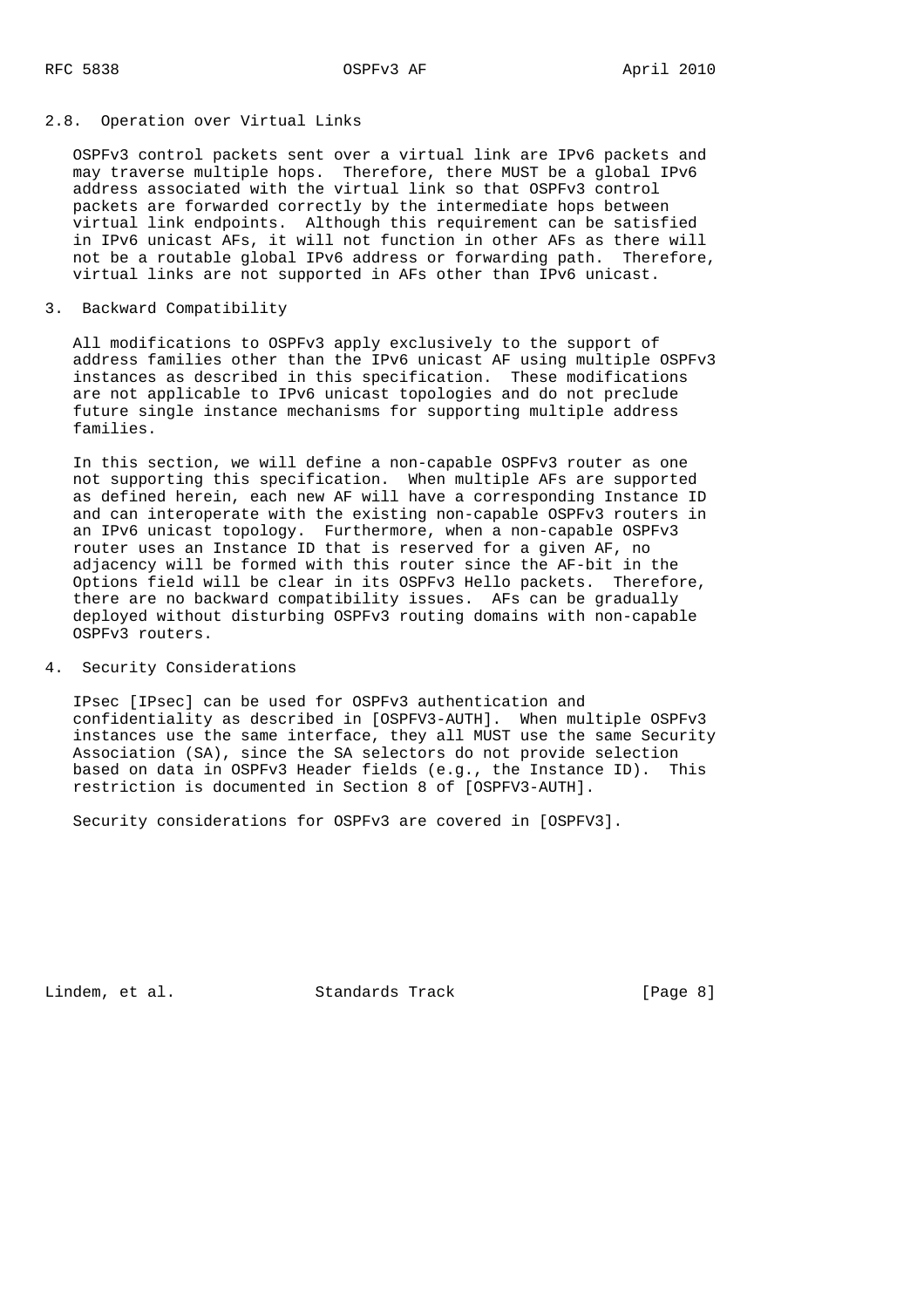### 2.8. Operation over Virtual Links

OSPFv3 control packets sent over a virtual link are IPv6 packets and may traverse multiple hops. Therefore, there MUST be a global IPv6 address associated with the virtual link so that OSPFv3 control packets are forwarded correctly by the intermediate hops between virtual link endpoints. Although this requirement can be satisfied in IPv6 unicast AFs, it will not function in other AFs as there will not be a routable global IPv6 address or forwarding path. Therefore, virtual links are not supported in AFs other than IPv6 unicast.

## 3. Backward Compatibility

All modifications to OSPFv3 apply exclusively to the support of address families other than the IPv6 unicast AF using multiple OSPFv3 instances as described in this specification. These modifications are not applicable to IPv6 unicast topologies and do not preclude future single instance mechanisms for supporting multiple address families.

In this section, we will define a non-capable OSPFv3 router as one not supporting this specification. When multiple AFs are supported as defined herein, each new AF will have a corresponding Instance ID and can interoperate with the existing non-capable OSPFv3 routers in an IPv6 unicast topology. Furthermore, when a non-capable OSPFv3 router uses an Instance ID that is reserved for a given AF, no adjacency will be formed with this router since the AF-bit in the Options field will be clear in its OSPFv3 Hello packets. Therefore, there are no backward compatibility issues. AFs can be gradually deployed without disturbing OSPFv3 routing domains with non-capable OSPFv3 routers.

## 4. Security Considerations

IPsec [IPsec] can be used for OSPFv3 authentication and confidentiality as described in [OSPFV3-AUTH]. When multiple OSPFv3 instances use the same interface, they all MUST use the same Security Association (SA), since the SA selectors do not provide selection based on data in OSPFv3 Header fields (e.g., the Instance ID). This restriction is documented in Section 8 of [OSPFV3-AUTH].

Security considerations for OSPFv3 are covered in [OSPFV3].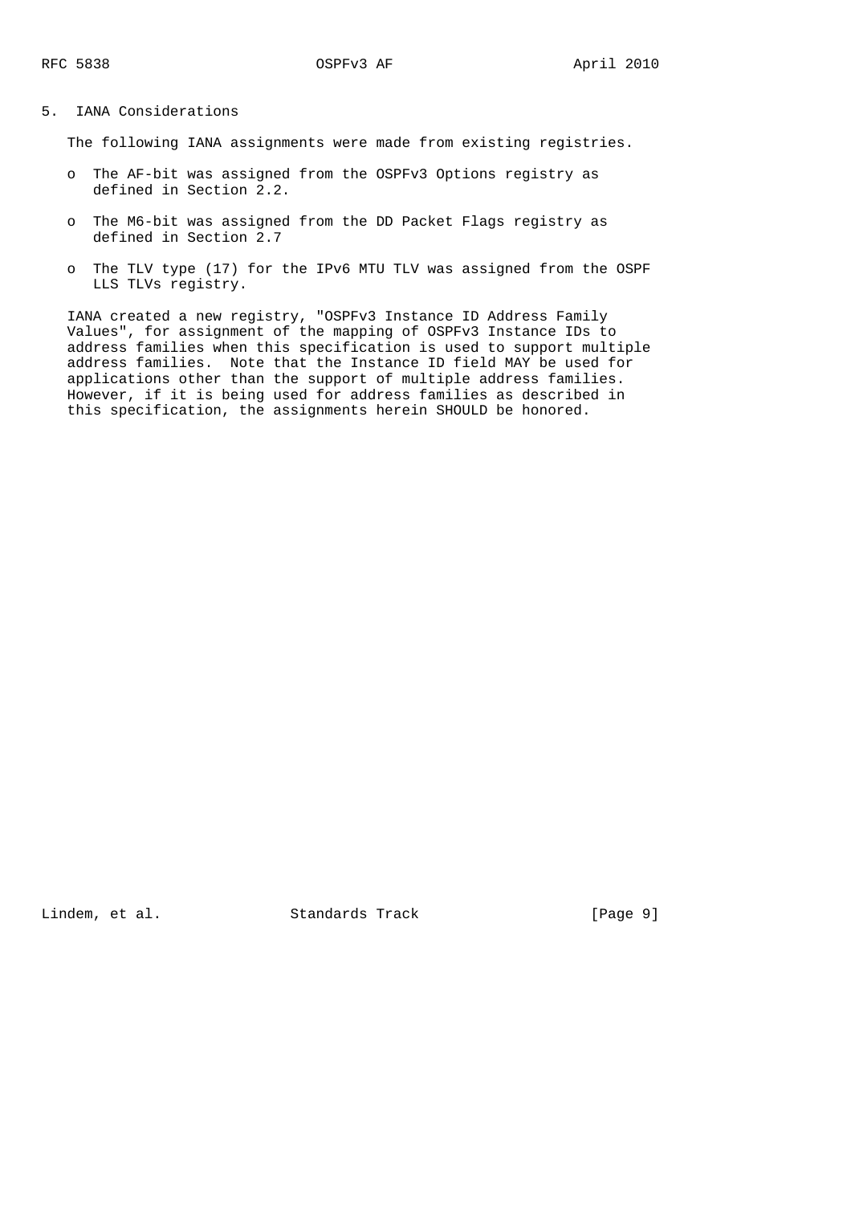## 5. IANA Considerations

The following IANA assignments were made from existing registries.

- The AF-bit was assigned from the OSPFv3 Options registry as defined in Section 2.2.
- The M6-bit was assigned from the DD Packet Flags registry as defined in Section 2.7
- The TLV type (17) for the IPv6 MTU TLV was assigned from the OSPF LLS TLVs registry.

IANA created a new registry, "OSPFv3 Instance ID Address Family Values", for assignment of the mapping of OSPFv3 Instance IDs to address families when this specification is used to support multiple address families. Note that the Instance ID field MAY be used for applications other than the support of multiple address families. However, if it is being used for address families as described in this specification, the assignments herein SHOULD be honored.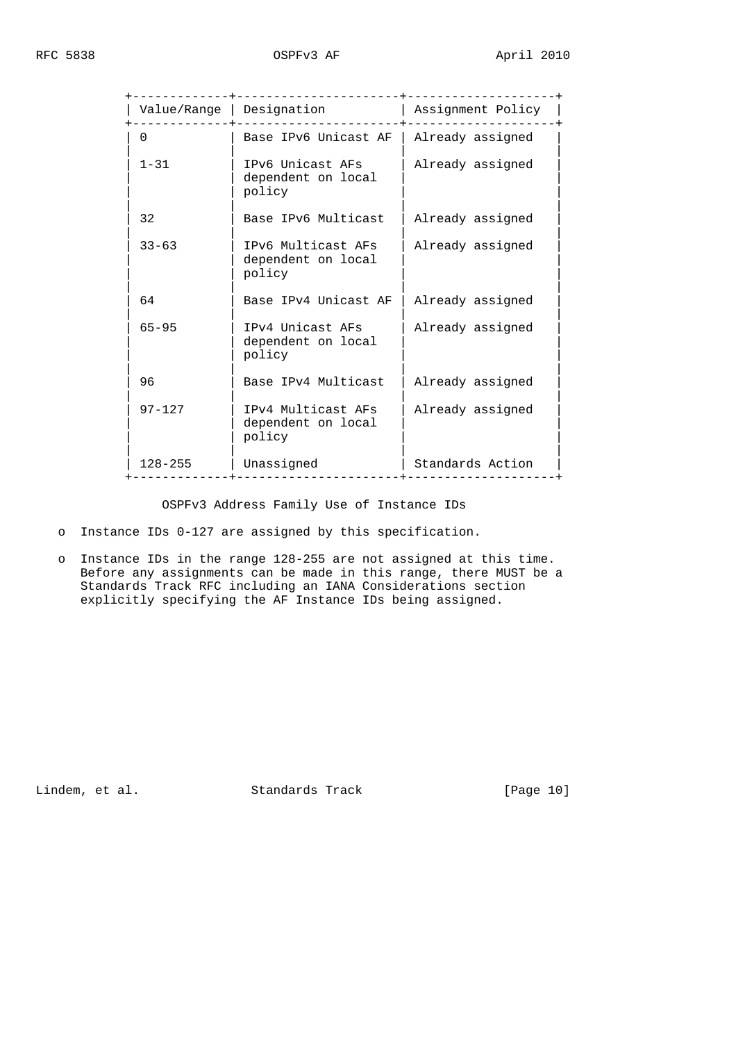| Value/Range | Designation | Assignment Policy |
|---|---|---|
| 0 | Base IPv6 Unicast AF | Already assigned |
| 1-31 | IPv6 Unicast AFs dependent on local policy | Already assigned |
| 32 | Base IPv6 Multicast | Already assigned |
| 33-63 | IPv6 Multicast AFs dependent on local policy | Already assigned |
| 64 | Base IPv4 Unicast AF | Already assigned |
| 65-95 | IPv4 Unicast AFs dependent on local policy | Already assigned |
| 96 | Base IPv4 Multicast | Already assigned |
| 97-127 | IPv4 Multicast AFs dependent on local policy | Already assigned |
| 128-255 | Unassigned | Standards Action |

OSPFv3 Address Family Use of Instance IDs

- Instance IDs 0-127 are assigned by this specification.

- Instance IDs in the range 128-255 are not assigned at this time. Before any assignments can be made in this range, there MUST be a Standards Track RFC including an IANA Considerations section explicitly specifying the AF Instance IDs being assigned.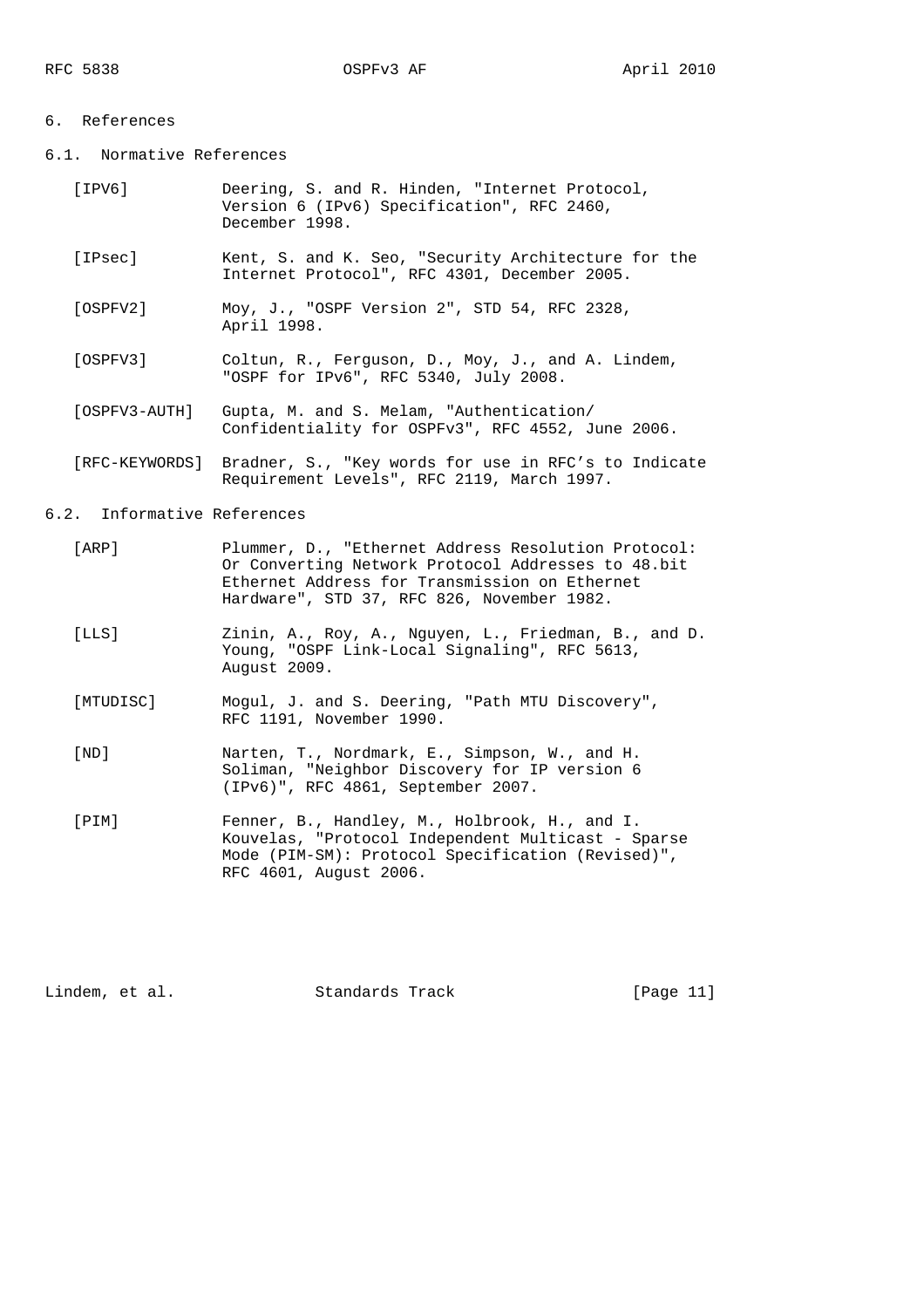## 6. References

### 6.1. Normative References

[IPV6] Deering, S. and R. Hinden, "Internet Protocol, Version 6 (IPv6) Specification", RFC 2460, December 1998.

[IPsec] Kent, S. and K. Seo, "Security Architecture for the Internet Protocol", RFC 4301, December 2005.

[OSPFV2] Moy, J., "OSPF Version 2", STD 54, RFC 2328, April 1998.

[OSPFV3] Coltun, R., Ferguson, D., Moy, J., and A. Lindem, "OSPF for IPv6", RFC 5340, July 2008.

[OSPFV3-AUTH] Gupta, M. and S. Melam, "Authentication/ Confidentiality for OSPFv3", RFC 4552, June 2006.

[RFC-KEYWORDS] Bradner, S., "Key words for use in RFC's to Indicate Requirement Levels", RFC 2119, March 1997.

### 6.2. Informative References

[ARP] Plummer, D., "Ethernet Address Resolution Protocol: Or Converting Network Protocol Addresses to 48.bit Ethernet Address for Transmission on Ethernet Hardware", STD 37, RFC 826, November 1982.

[LLS] Zinin, A., Roy, A., Nguyen, L., Friedman, B., and D. Young, "OSPF Link-Local Signaling", RFC 5613, August 2009.

[MTUDISC] Mogul, J. and S. Deering, "Path MTU Discovery", RFC 1191, November 1990.

[ND] Narten, T., Nordmark, E., Simpson, W., and H. Soliman, "Neighbor Discovery for IP version 6 (IPv6)", RFC 4861, September 2007.

[PIM] Fenner, B., Handley, M., Holbrook, H., and I. Kouvelas, "Protocol Independent Multicast - Sparse Mode (PIM-SM): Protocol Specification (Revised)", RFC 4601, August 2006.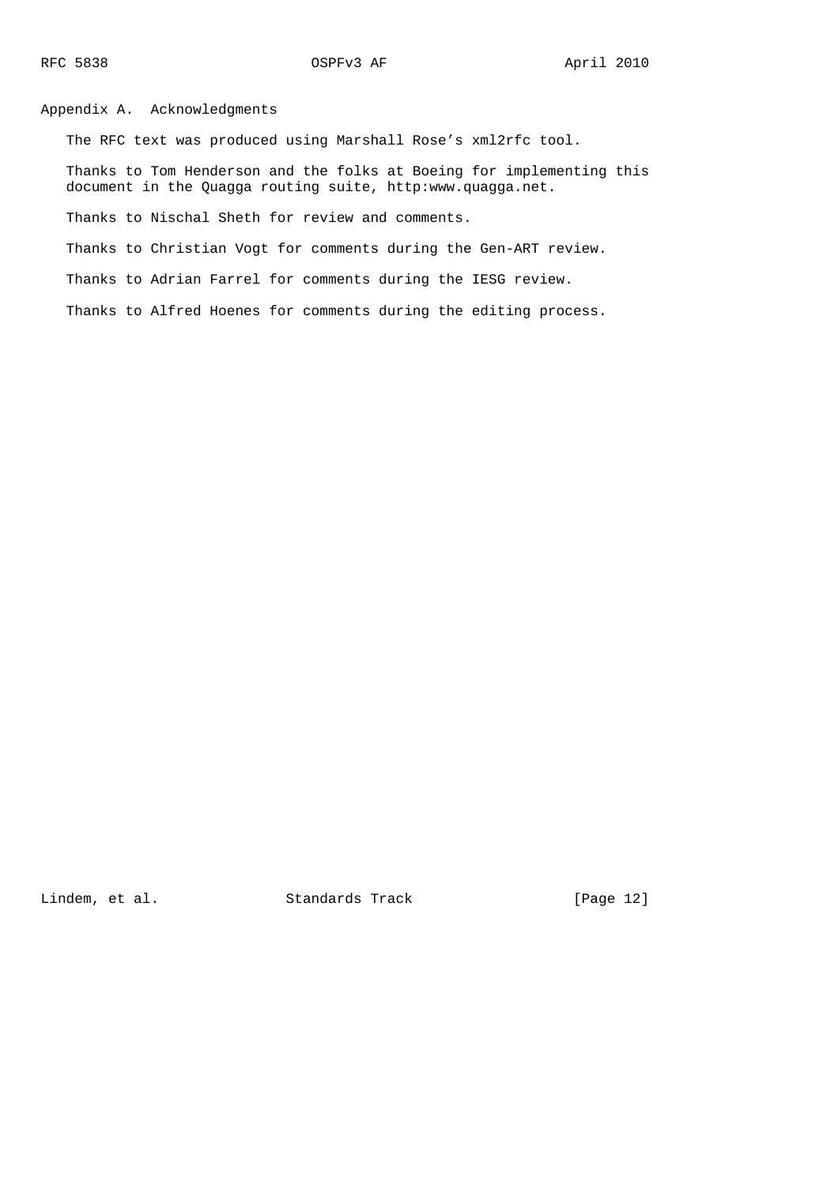## Appendix A. Acknowledgments

The RFC text was produced using Marshall Rose's xml2rfc tool.

Thanks to Tom Henderson and the folks at Boeing for implementing this document in the Quagga routing suite, http:www.quagga.net.

Thanks to Nischal Sheth for review and comments.

Thanks to Christian Vogt for comments during the Gen-ART review.

Thanks to Adrian Farrel for comments during the IESG review.

Thanks to Alfred Hoenes for comments during the editing process.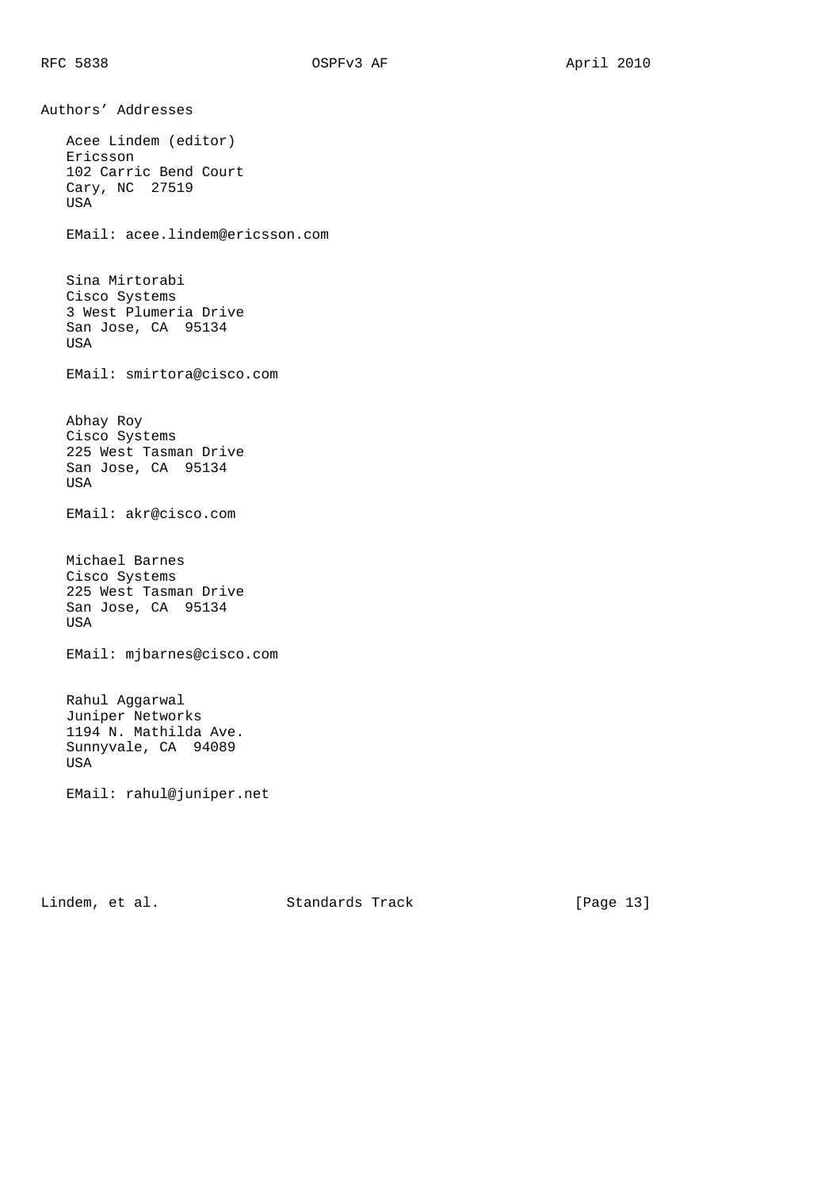## Authors' Addresses

Acee Lindem (editor)
Ericsson
102 Carric Bend Court
Cary, NC  27519
USA

EMail: acee.lindem@ericsson.com

Sina Mirtorabi
Cisco Systems
3 West Plumeria Drive
San Jose, CA  95134
USA

EMail: smirtora@cisco.com

Abhay Roy
Cisco Systems
225 West Tasman Drive
San Jose, CA  95134
USA

EMail: akr@cisco.com

Michael Barnes
Cisco Systems
225 West Tasman Drive
San Jose, CA  95134
USA

EMail: mjbarnes@cisco.com

Rahul Aggarwal
Juniper Networks
1194 N. Mathilda Ave.
Sunnyvale, CA  94089
USA

EMail: rahul@juniper.net